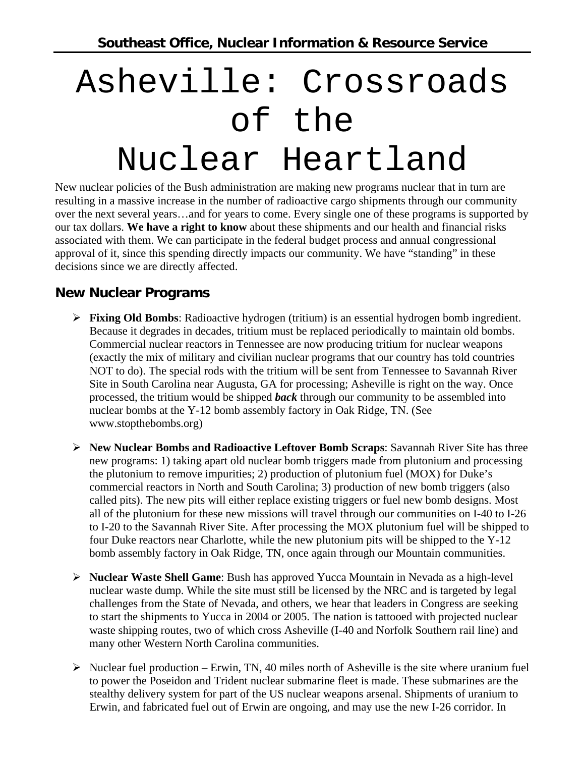**Southeast Office, Nuclear Information & Resource Service**

# Asheville: Crossroads of the Nuclear Heartland

New nuclear policies of the Bush administration are making new programs nuclear that in turn are resulting in a massive increase in the number of radioactive cargo shipments through our community over the next several years…and for years to come. Every single one of these programs is supported by our tax dollars. **We have a right to know** about these shipments and our health and financial risks associated with them. We can participate in the federal budget process and annual congressional approval of it, since this spending directly impacts our community. We have "standing" in these decisions since we are directly affected.

## New Nuclear Programs

- **Fixing Old Bombs**: Radioactive hydrogen (tritium) is an essential hydrogen bomb ingredient. Because it degrades in decades, tritium must be replaced periodically to maintain old bombs. Commercial nuclear reactors in Tennessee are now producing tritium for nuclear weapons (exactly the mix of military and civilian nuclear programs that our country has told countries NOT to do). The special rods with the tritium will be sent from Tennessee to Savannah River Site in South Carolina near Augusta, GA for processing; Asheville is right on the way. Once processed, the tritium would be shipped ***back*** through our community to be assembled into nuclear bombs at the Y-12 bomb assembly factory in Oak Ridge, TN. (See www.stopthebombs.org)

- **New Nuclear Bombs and Radioactive Leftover Bomb Scraps**: Savannah River Site has three new programs: 1) taking apart old nuclear bomb triggers made from plutonium and processing the plutonium to remove impurities; 2) production of plutonium fuel (MOX) for Duke's commercial reactors in North and South Carolina; 3) production of new bomb triggers (also called pits). The new pits will either replace existing triggers or fuel new bomb designs. Most all of the plutonium for these new missions will travel through our communities on I-40 to I-26 to I-20 to the Savannah River Site. After processing the MOX plutonium fuel will be shipped to four Duke reactors near Charlotte, while the new plutonium pits will be shipped to the Y-12 bomb assembly factory in Oak Ridge, TN, once again through our Mountain communities.

- **Nuclear Waste Shell Game**: Bush has approved Yucca Mountain in Nevada as a high-level nuclear waste dump. While the site must still be licensed by the NRC and is targeted by legal challenges from the State of Nevada, and others, we hear that leaders in Congress are seeking to start the shipments to Yucca in 2004 or 2005. The nation is tattooed with projected nuclear waste shipping routes, two of which cross Asheville (I-40 and Norfolk Southern rail line) and many other Western North Carolina communities.

- Nuclear fuel production – Erwin, TN, 40 miles north of Asheville is the site where uranium fuel to power the Poseidon and Trident nuclear submarine fleet is made. These submarines are the stealthy delivery system for part of the US nuclear weapons arsenal. Shipments of uranium to Erwin, and fabricated fuel out of Erwin are ongoing, and may use the new I-26 corridor. In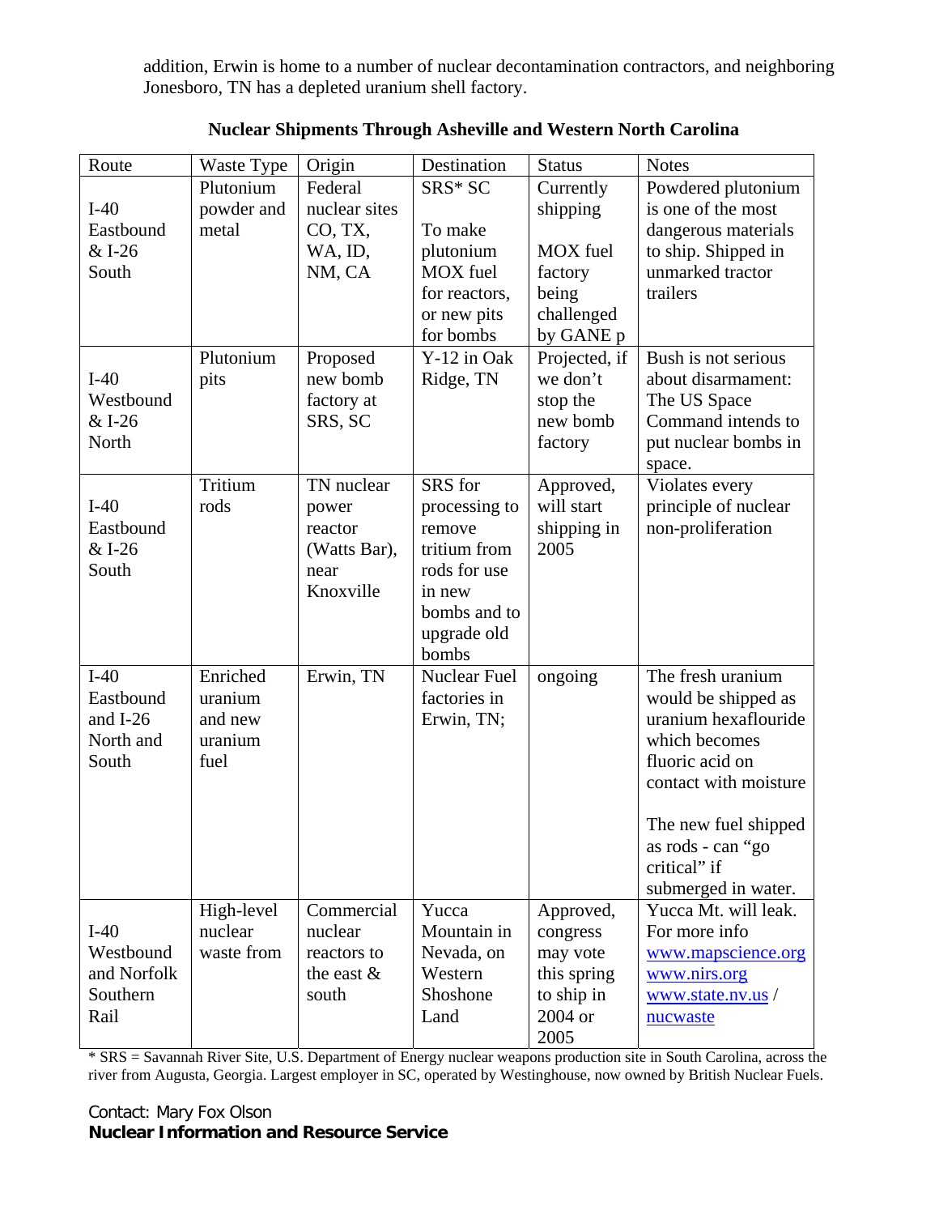addition, Erwin is home to a number of nuclear decontamination contractors, and neighboring Jonesboro, TN has a depleted uranium shell factory.

**Nuclear Shipments Through Asheville and Western North Carolina**

| Route | Waste Type | Origin | Destination | Status | Notes |
|---|---|---|---|---|---|
| I-40 Eastbound & I-26 South | Plutonium powder and metal | Federal nuclear sites CO, TX, WA, ID, NM, CA | SRS* SC<br><br>To make plutonium MOX fuel for reactors, or new pits for bombs | Currently shipping<br><br>MOX fuel factory being challenged by GANE p | Powdered plutonium is one of the most dangerous materials to ship. Shipped in unmarked tractor trailers |
| I-40 Westbound & I-26 North | Plutonium pits | Proposed new bomb factory at SRS, SC | Y-12 in Oak Ridge, TN | Projected, if we don't stop the new bomb factory | Bush is not serious about disarmament: The US Space Command intends to put nuclear bombs in space. |
| I-40 Eastbound & I-26 South | Tritium rods | TN nuclear power reactor (Watts Bar), near Knoxville | SRS for processing to remove tritium from rods for use in new bombs and to upgrade old bombs | Approved, will start shipping in 2005 | Violates every principle of nuclear non-proliferation |
| I-40 Eastbound and I-26 North and South | Enriched uranium and new uranium fuel | Erwin, TN | Nuclear Fuel factories in Erwin, TN; | ongoing | The fresh uranium would be shipped as uranium hexaflouride which becomes fluoric acid on contact with moisture<br><br>The new fuel shipped as rods - can "go critical" if submerged in water. |
| I-40 Westbound and Norfolk Southern Rail | High-level nuclear waste from | Commercial nuclear reactors to the east & south | Yucca Mountain in Nevada, on Western Shoshone Land | Approved, congress may vote this spring to ship in 2004 or 2005 | Yucca Mt. will leak. For more info www.mapscience.org www.nirs.org www.state.nv.us / nucwaste |

* SRS = Savannah River Site, U.S. Department of Energy nuclear weapons production site in South Carolina, across the river from Augusta, Georgia. Largest employer in SC, operated by Westinghouse, now owned by British Nuclear Fuels.

Contact: Mary Fox Olson
**Nuclear Information and Resource Service**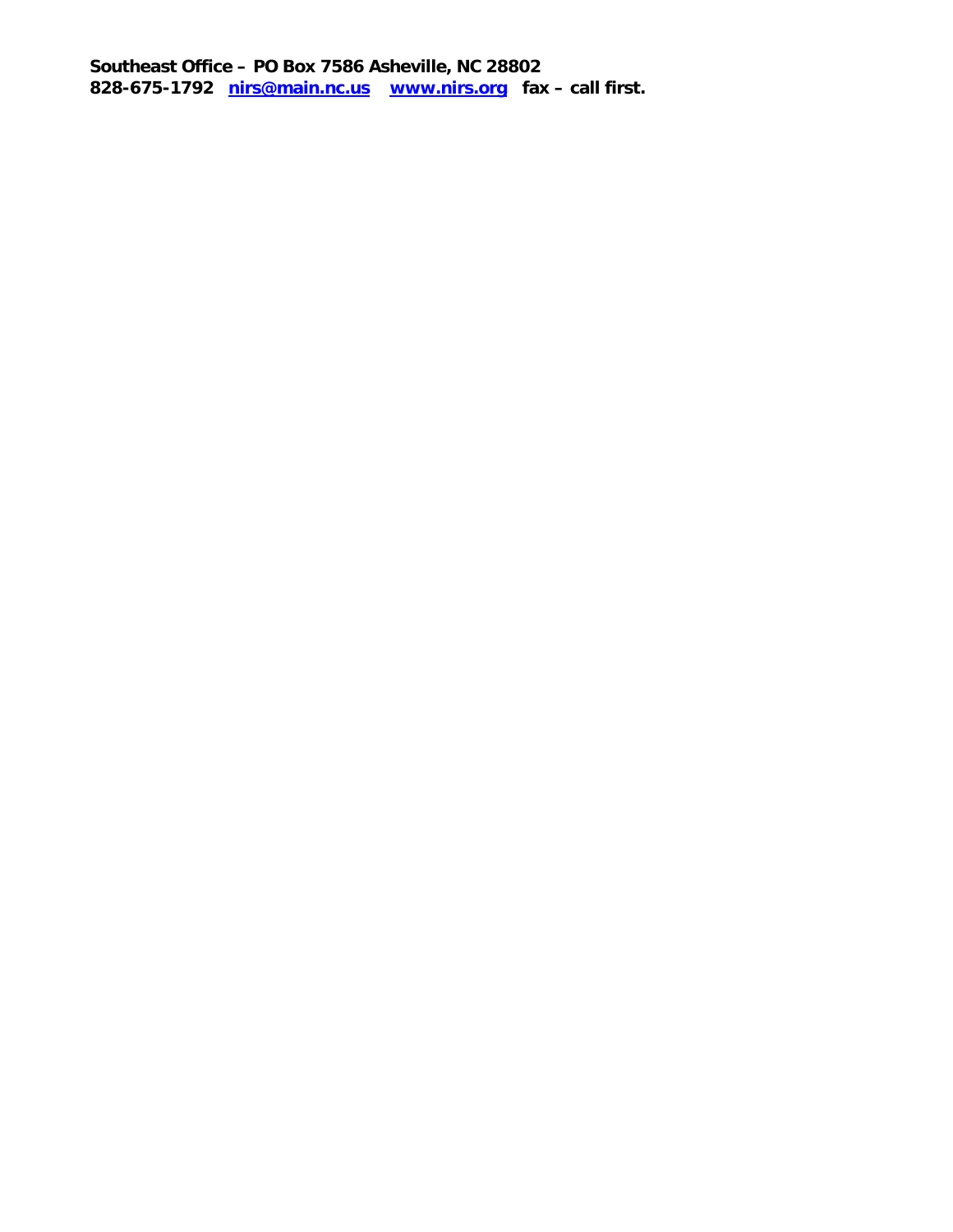**Southeast Office – PO Box 7586 Asheville, NC 28802**
**828-675-1792 [nirs@main.nc.us](mailto:nirs@main.nc.us) [www.nirs.org](http://www.nirs.org) fax – call first.**